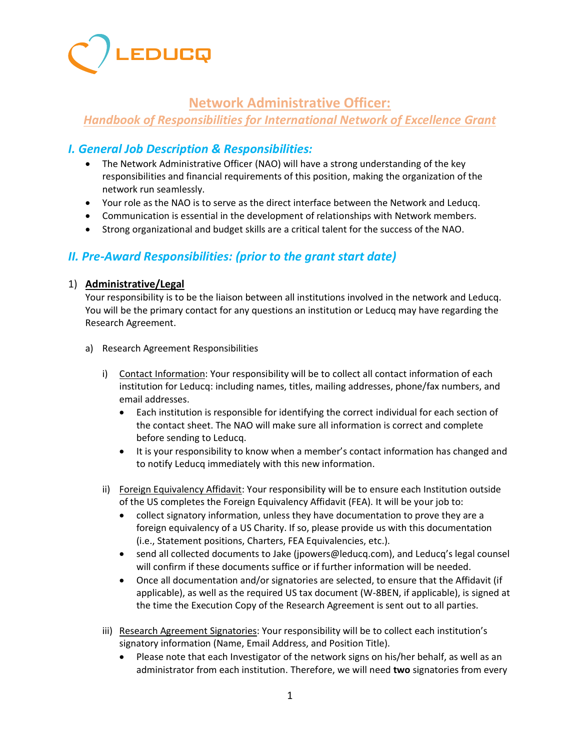LEDUCQ

# Network Administrative Officer:

## *Handbook of Responsibilities for International Network of Excellence Grant*

## *I. General Job Description & Responsibilities:*

- The Network Administrative Officer (NAO) will have a strong understanding of the key responsibilities and financial requirements of this position, making the organization of the network run seamlessly.
- Your role as the NAO is to serve as the direct interface between the Network and Leducq.
- Communication is essential in the development of relationships with Network members.
- Strong organizational and budget skills are a critical talent for the success of the NAO.

## *II. Pre-Award Responsibilities: (prior to the grant start date)*

1) **Administrative/Legal**

Your responsibility is to be the liaison between all institutions involved in the network and Leducq. You will be the primary contact for any questions an institution or Leducq may have regarding the Research Agreement.

a) Research Agreement Responsibilities

i) Contact Information: Your responsibility will be to collect all contact information of each institution for Leducq: including names, titles, mailing addresses, phone/fax numbers, and email addresses.

- Each institution is responsible for identifying the correct individual for each section of the contact sheet. The NAO will make sure all information is correct and complete before sending to Leducq.
- It is your responsibility to know when a member's contact information has changed and to notify Leducq immediately with this new information.

ii) Foreign Equivalency Affidavit: Your responsibility will be to ensure each Institution outside of the US completes the Foreign Equivalency Affidavit (FEA). It will be your job to:

- collect signatory information, unless they have documentation to prove they are a foreign equivalency of a US Charity. If so, please provide us with this documentation (i.e., Statement positions, Charters, FEA Equivalencies, etc.).
- send all collected documents to Jake (jpowers@leducq.com), and Leducq's legal counsel will confirm if these documents suffice or if further information will be needed.
- Once all documentation and/or signatories are selected, to ensure that the Affidavit (if applicable), as well as the required US tax document (W-8BEN, if applicable), is signed at the time the Execution Copy of the Research Agreement is sent out to all parties.

iii) Research Agreement Signatories: Your responsibility will be to collect each institution's signatory information (Name, Email Address, and Position Title).

- Please note that each Investigator of the network signs on his/her behalf, as well as an administrator from each institution. Therefore, we will need **two** signatories from every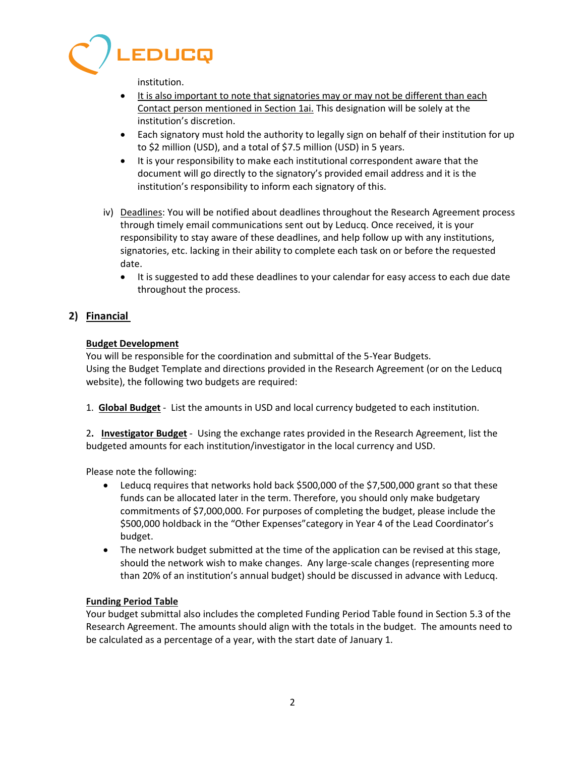institution.

- It is also important to note that signatories may or may not be different than each Contact person mentioned in Section 1ai. This designation will be solely at the institution's discretion.
- Each signatory must hold the authority to legally sign on behalf of their institution for up to $2 million (USD), and a total of $7.5 million (USD) in 5 years.
- It is your responsibility to make each institutional correspondent aware that the document will go directly to the signatory's provided email address and it is the institution's responsibility to inform each signatory of this.

iv) Deadlines: You will be notified about deadlines throughout the Research Agreement process through timely email communications sent out by Leducq. Once received, it is your responsibility to stay aware of these deadlines, and help follow up with any institutions, signatories, etc. lacking in their ability to complete each task on or before the requested date.

- It is suggested to add these deadlines to your calendar for easy access to each due date throughout the process.

## 2) Financial

**Budget Development**

You will be responsible for the coordination and submittal of the 5-Year Budgets.
Using the Budget Template and directions provided in the Research Agreement (or on the Leducq website), the following two budgets are required:

1. **Global Budget** - List the amounts in USD and local currency budgeted to each institution.

2. **Investigator Budget** - Using the exchange rates provided in the Research Agreement, list the budgeted amounts for each institution/investigator in the local currency and USD.

Please note the following:

- Leducq requires that networks hold back $500,000 of the $7,500,000 grant so that these funds can be allocated later in the term. Therefore, you should only make budgetary commitments of $7,000,000. For purposes of completing the budget, please include the $500,000 holdback in the "Other Expenses" category in Year 4 of the Lead Coordinator's budget.
- The network budget submitted at the time of the application can be revised at this stage, should the network wish to make changes. Any large-scale changes (representing more than 20% of an institution's annual budget) should be discussed in advance with Leducq.

**Funding Period Table**

Your budget submittal also includes the completed Funding Period Table found in Section 5.3 of the Research Agreement. The amounts should align with the totals in the budget. The amounts need to be calculated as a percentage of a year, with the start date of January 1.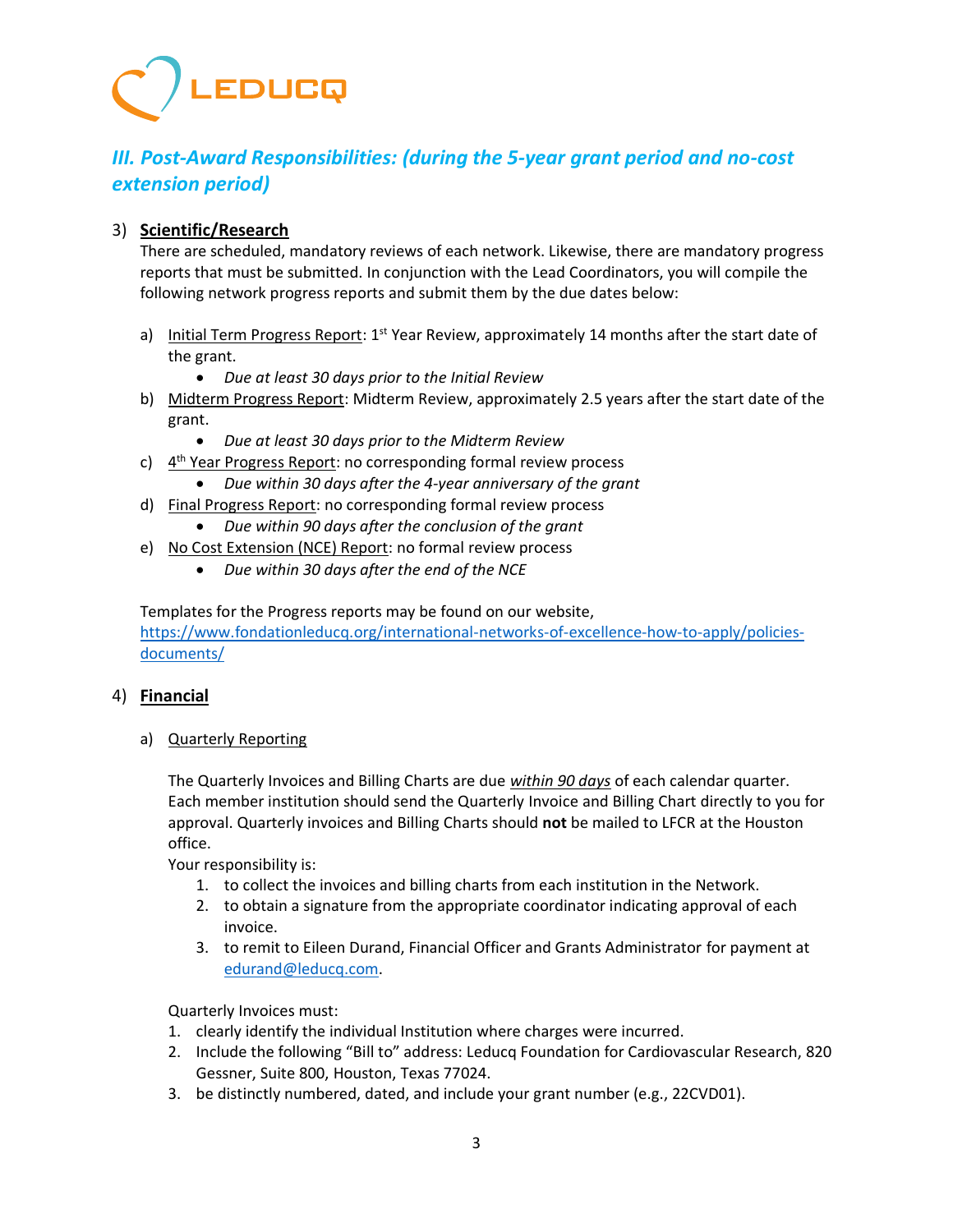## *III. Post-Award Responsibilities: (during the 5-year grant period and no-cost extension period)*

3) **Scientific/Research**

There are scheduled, mandatory reviews of each network. Likewise, there are mandatory progress reports that must be submitted. In conjunction with the Lead Coordinators, you will compile the following network progress reports and submit them by the due dates below:

a) Initial Term Progress Report: 1st Year Review, approximately 14 months after the start date of the grant.
   - *Due at least 30 days prior to the Initial Review*

b) Midterm Progress Report: Midterm Review, approximately 2.5 years after the start date of the grant.
   - *Due at least 30 days prior to the Midterm Review*

c) 4th Year Progress Report: no corresponding formal review process
   - *Due within 30 days after the 4-year anniversary of the grant*

d) Final Progress Report: no corresponding formal review process
   - *Due within 90 days after the conclusion of the grant*

e) No Cost Extension (NCE) Report: no formal review process
   - *Due within 30 days after the end of the NCE*

Templates for the Progress reports may be found on our website, https://www.fondationleducq.org/international-networks-of-excellence-how-to-apply/policies-documents/

4) **Financial**

a) Quarterly Reporting

The Quarterly Invoices and Billing Charts are due ***within 90 days*** of each calendar quarter. Each member institution should send the Quarterly Invoice and Billing Chart directly to you for approval. Quarterly invoices and Billing Charts should **not** be mailed to LFCR at the Houston office.

Your responsibility is:

1. to collect the invoices and billing charts from each institution in the Network.
2. to obtain a signature from the appropriate coordinator indicating approval of each invoice.
3. to remit to Eileen Durand, Financial Officer and Grants Administrator for payment at edurand@leducq.com.

Quarterly Invoices must:

1. clearly identify the individual Institution where charges were incurred.
2. Include the following "Bill to" address: Leducq Foundation for Cardiovascular Research, 820 Gessner, Suite 800, Houston, Texas 77024.
3. be distinctly numbered, dated, and include your grant number (e.g., 22CVD01).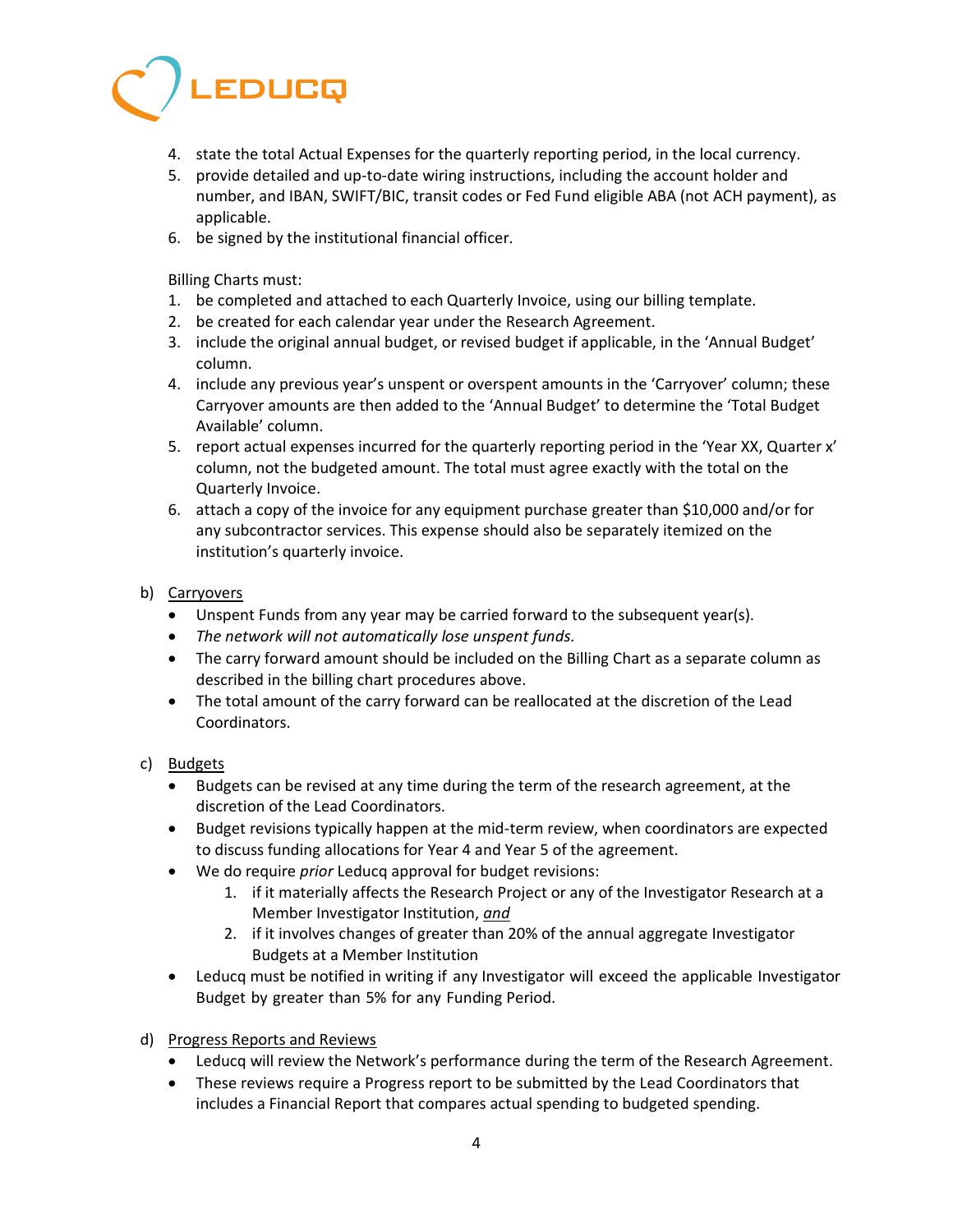4. state the total Actual Expenses for the quarterly reporting period, in the local currency.
5. provide detailed and up-to-date wiring instructions, including the account holder and number, and IBAN, SWIFT/BIC, transit codes or Fed Fund eligible ABA (not ACH payment), as applicable.
6. be signed by the institutional financial officer.

Billing Charts must:

1. be completed and attached to each Quarterly Invoice, using our billing template.
2. be created for each calendar year under the Research Agreement.
3. include the original annual budget, or revised budget if applicable, in the 'Annual Budget' column.
4. include any previous year's unspent or overspent amounts in the 'Carryover' column; these Carryover amounts are then added to the 'Annual Budget' to determine the 'Total Budget Available' column.
5. report actual expenses incurred for the quarterly reporting period in the 'Year XX, Quarter x' column, not the budgeted amount. The total must agree exactly with the total on the Quarterly Invoice.
6. attach a copy of the invoice for any equipment purchase greater than $10,000 and/or for any subcontractor services. This expense should also be separately itemized on the institution's quarterly invoice.

b) <u>Carryovers</u>

- Unspent Funds from any year may be carried forward to the subsequent year(s).
- *The network will not automatically lose unspent funds.*
- The carry forward amount should be included on the Billing Chart as a separate column as described in the billing chart procedures above.
- The total amount of the carry forward can be reallocated at the discretion of the Lead Coordinators.

c) <u>Budgets</u>

- Budgets can be revised at any time during the term of the research agreement, at the discretion of the Lead Coordinators.
- Budget revisions typically happen at the mid-term review, when coordinators are expected to discuss funding allocations for Year 4 and Year 5 of the agreement.
- We do require *prior* Leducq approval for budget revisions:
  1. if it materially affects the Research Project or any of the Investigator Research at a Member Investigator Institution, ***<u>and</u>***
  2. if it involves changes of greater than 20% of the annual aggregate Investigator Budgets at a Member Institution
- Leducq must be notified in writing if any Investigator will exceed the applicable Investigator Budget by greater than 5% for any Funding Period.

d) <u>Progress Reports and Reviews</u>

- Leducq will review the Network's performance during the term of the Research Agreement.
- These reviews require a Progress report to be submitted by the Lead Coordinators that includes a Financial Report that compares actual spending to budgeted spending.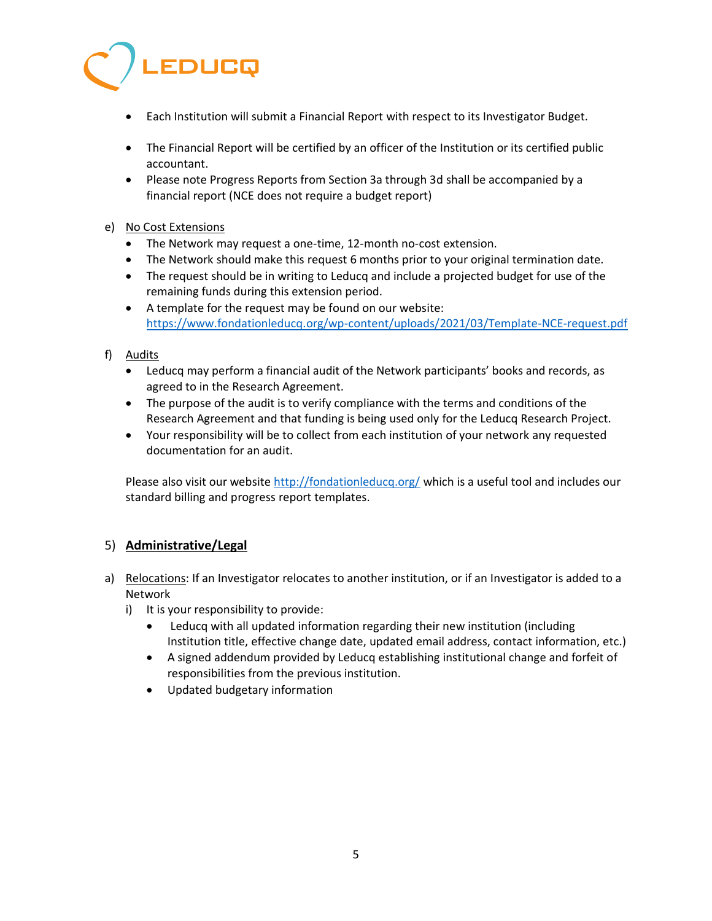- Each Institution will submit a Financial Report with respect to its Investigator Budget.
- The Financial Report will be certified by an officer of the Institution or its certified public accountant.
- Please note Progress Reports from Section 3a through 3d shall be accompanied by a financial report (NCE does not require a budget report)

e) No Cost Extensions
- The Network may request a one-time, 12-month no-cost extension.
- The Network should make this request 6 months prior to your original termination date.
- The request should be in writing to Leducq and include a projected budget for use of the remaining funds during this extension period.
- A template for the request may be found on our website: [https://www.fondationleducq.org/wp-content/uploads/2021/03/Template-NCE-request.pdf](https://www.fondationleducq.org/wp-content/uploads/2021/03/Template-NCE-request.pdf)

f) Audits
- Leducq may perform a financial audit of the Network participants' books and records, as agreed to in the Research Agreement.
- The purpose of the audit is to verify compliance with the terms and conditions of the Research Agreement and that funding is being used only for the Leducq Research Project.
- Your responsibility will be to collect from each institution of your network any requested documentation for an audit.

Please also visit our website [http://fondationleducq.org/](http://fondationleducq.org/) which is a useful tool and includes our standard billing and progress report templates.

## 5) **Administrative/Legal**

a) Relocations: If an Investigator relocates to another institution, or if an Investigator is added to a Network

i) It is your responsibility to provide:
- Leducq with all updated information regarding their new institution (including Institution title, effective change date, updated email address, contact information, etc.)
- A signed addendum provided by Leducq establishing institutional change and forfeit of responsibilities from the previous institution.
- Updated budgetary information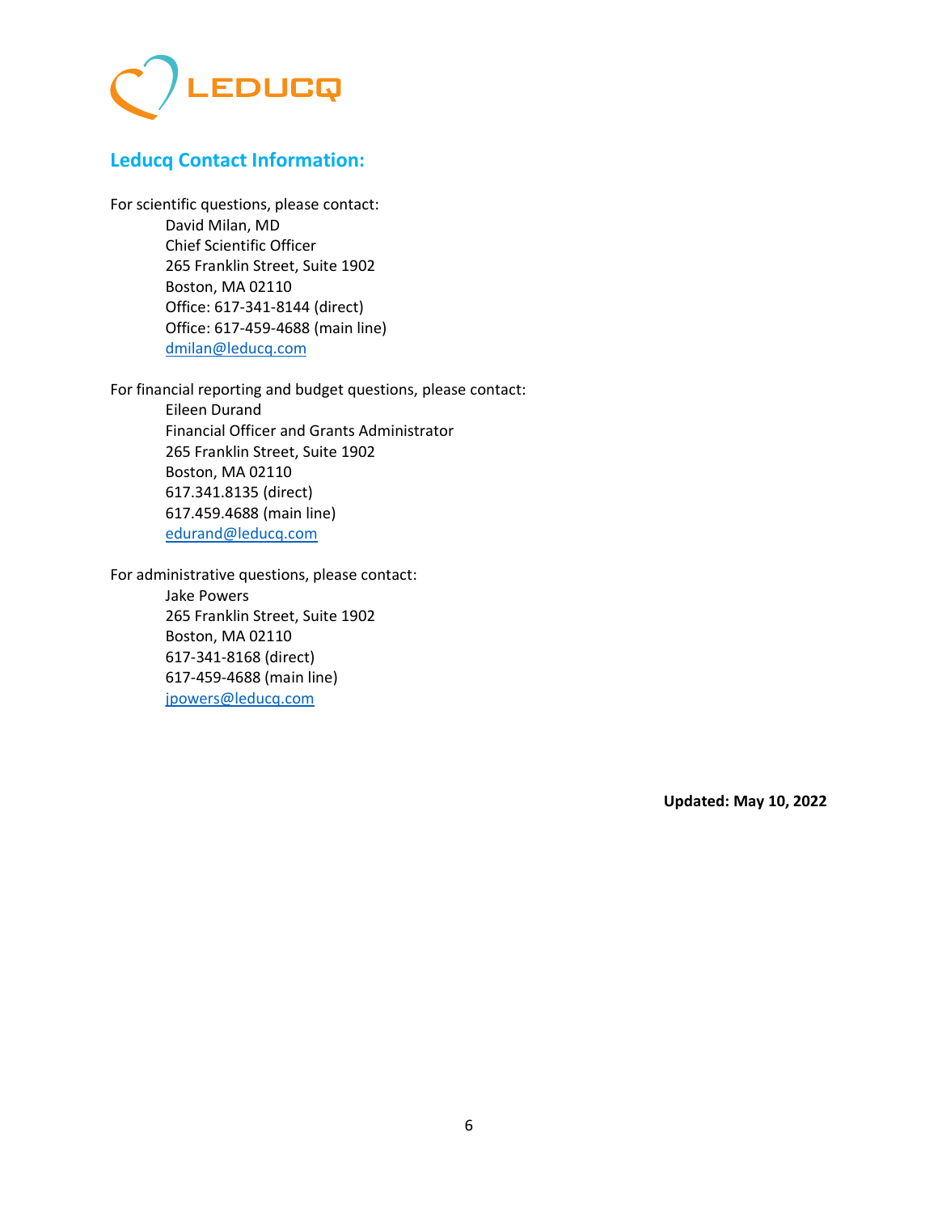LEDUCQ

## Leducq Contact Information:

For scientific questions, please contact:

David Milan, MD
Chief Scientific Officer
265 Franklin Street, Suite 1902
Boston, MA 02110
Office: 617-341-8144 (direct)
Office: 617-459-4688 (main line)
dmilan@leducq.com

For financial reporting and budget questions, please contact:

Eileen Durand
Financial Officer and Grants Administrator
265 Franklin Street, Suite 1902
Boston, MA 02110
617.341.8135 (direct)
617.459.4688 (main line)
edurand@leducq.com

For administrative questions, please contact:

Jake Powers
265 Franklin Street, Suite 1902
Boston, MA 02110
617-341-8168 (direct)
617-459-4688 (main line)
jpowers@leducq.com

**Updated: May 10, 2022**